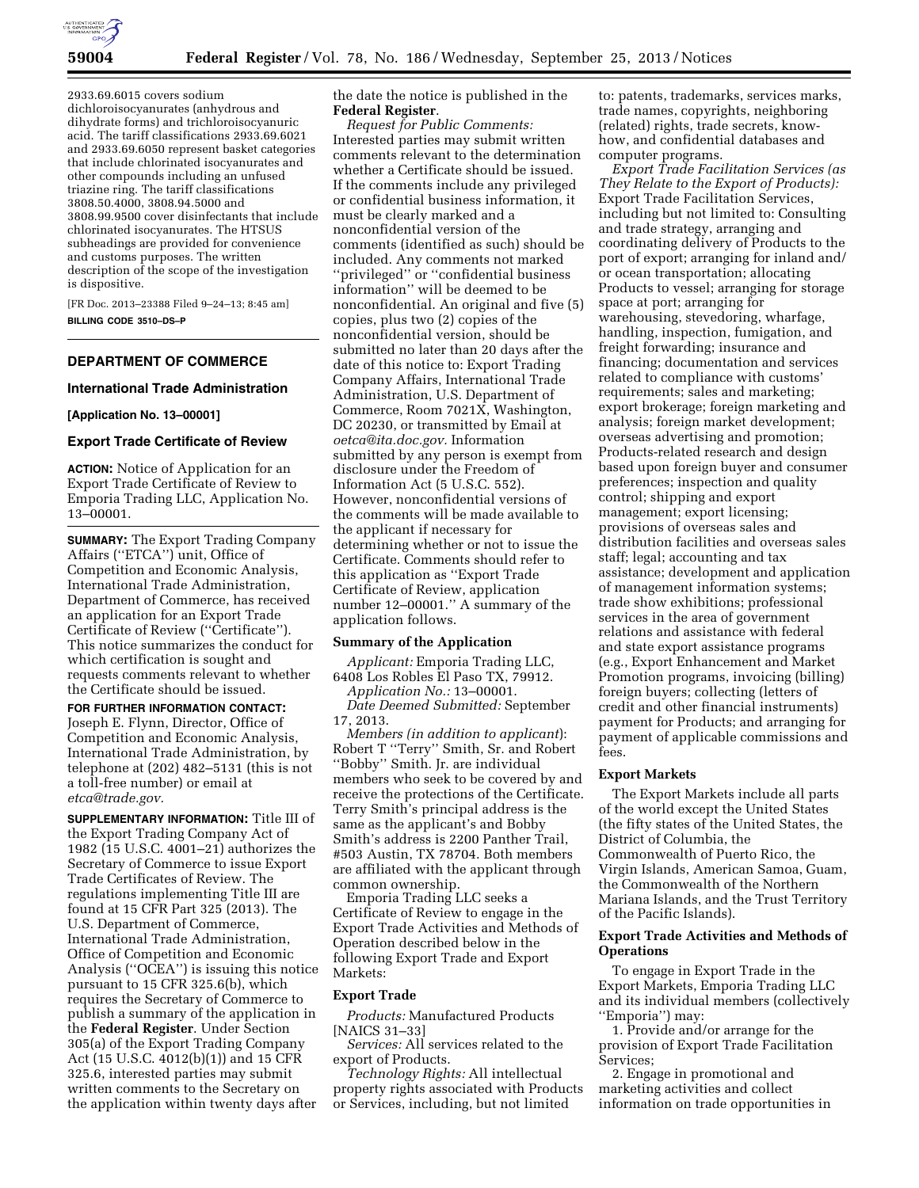2933.69.6015 covers sodium dichloroisocyanurates (anhydrous and dihydrate forms) and trichloroisocyanuric acid. The tariff classifications 2933.69.6021 and 2933.69.6050 represent basket categories that include chlorinated isocyanurates and other compounds including an unfused triazine ring. The tariff classifications 3808.50.4000, 3808.94.5000 and 3808.99.9500 cover disinfectants that include chlorinated isocyanurates. The HTSUS subheadings are provided for convenience and customs purposes. The written description of the scope of the investigation is dispositive.

[FR Doc. 2013–23388 Filed 9–24–13; 8:45 am]

**BILLING CODE 3510–DS–P**

## DEPARTMENT OF COMMERCE

### International Trade Administration

**[Application No. 13–00001]**

### Export Trade Certificate of Review

**ACTION:** Notice of Application for an Export Trade Certificate of Review to Emporia Trading LLC, Application No. 13–00001.

**SUMMARY:** The Export Trading Company Affairs (''ETCA'') unit, Office of Competition and Economic Analysis, International Trade Administration, Department of Commerce, has received an application for an Export Trade Certificate of Review (''Certificate''). This notice summarizes the conduct for which certification is sought and requests comments relevant to whether the Certificate should be issued.

**FOR FURTHER INFORMATION CONTACT:** Joseph E. Flynn, Director, Office of Competition and Economic Analysis, International Trade Administration, by telephone at (202) 482–5131 (this is not a toll-free number) or email at *etca@trade.gov.*

**SUPPLEMENTARY INFORMATION:** Title III of the Export Trading Company Act of 1982 (15 U.S.C. 4001–21) authorizes the Secretary of Commerce to issue Export Trade Certificates of Review. The regulations implementing Title III are found at 15 CFR Part 325 (2013). The U.S. Department of Commerce, International Trade Administration, Office of Competition and Economic Analysis (''OCEA'') is issuing this notice pursuant to 15 CFR 325.6(b), which requires the Secretary of Commerce to publish a summary of the application in the **Federal Register**. Under Section 305(a) of the Export Trading Company Act (15 U.S.C. 4012(b)(1)) and 15 CFR 325.6, interested parties may submit written comments to the Secretary on the application within twenty days after the date the notice is published in the **Federal Register**.

*Request for Public Comments:* Interested parties may submit written comments relevant to the determination whether a Certificate should be issued. If the comments include any privileged or confidential business information, it must be clearly marked and a nonconfidential version of the comments (identified as such) should be included. Any comments not marked ''privileged'' or ''confidential business information'' will be deemed to be nonconfidential. An original and five (5) copies, plus two (2) copies of the nonconfidential version, should be submitted no later than 20 days after the date of this notice to: Export Trading Company Affairs, International Trade Administration, U.S. Department of Commerce, Room 7021X, Washington, DC 20230, or transmitted by Email at *oetca@ita.doc.gov.* Information submitted by any person is exempt from disclosure under the Freedom of Information Act (5 U.S.C. 552). However, nonconfidential versions of the comments will be made available to the applicant if necessary for determining whether or not to issue the Certificate. Comments should refer to this application as ''Export Trade Certificate of Review, application number 12–00001.'' A summary of the application follows.

### Summary of the Application

*Applicant:* Emporia Trading LLC, 6408 Los Robles El Paso TX, 79912.

*Application No.:* 13–00001.

*Date Deemed Submitted:* September 17, 2013.

*Members (in addition to applicant*): Robert T ''Terry'' Smith, Sr. and Robert ''Bobby'' Smith. Jr. are individual members who seek to be covered by and receive the protections of the Certificate. Terry Smith's principal address is the same as the applicant's and Bobby Smith's address is 2200 Panther Trail, #503 Austin, TX 78704. Both members are affiliated with the applicant through common ownership.

Emporia Trading LLC seeks a Certificate of Review to engage in the Export Trade Activities and Methods of Operation described below in the following Export Trade and Export Markets:

### Export Trade

*Products:* Manufactured Products [NAICS 31–33]

*Services:* All services related to the export of Products.

*Technology Rights:* All intellectual property rights associated with Products or Services, including, but not limited to: patents, trademarks, services marks, trade names, copyrights, neighboring (related) rights, trade secrets, know-how, and confidential databases and computer programs.

*Export Trade Facilitation Services (as They Relate to the Export of Products):* Export Trade Facilitation Services, including but not limited to: Consulting and trade strategy, arranging and coordinating delivery of Products to the port of export; arranging for inland and/or ocean transportation; allocating Products to vessel; arranging for storage space at port; arranging for warehousing, stevedoring, wharfage, handling, inspection, fumigation, and freight forwarding; insurance and financing; documentation and services related to compliance with customs' requirements; sales and marketing; export brokerage; foreign marketing and analysis; foreign market development; overseas advertising and promotion; Products-related research and design based upon foreign buyer and consumer preferences; inspection and quality control; shipping and export management; export licensing; provisions of overseas sales and distribution facilities and overseas sales staff; legal; accounting and tax assistance; development and application of management information systems; trade show exhibitions; professional services in the area of government relations and assistance with federal and state export assistance programs (e.g., Export Enhancement and Market Promotion programs, invoicing (billing) foreign buyers; collecting (letters of credit and other financial instruments) payment for Products; and arranging for payment of applicable commissions and fees.

### Export Markets

The Export Markets include all parts of the world except the United States (the fifty states of the United States, the District of Columbia, the Commonwealth of Puerto Rico, the Virgin Islands, American Samoa, Guam, the Commonwealth of the Northern Mariana Islands, and the Trust Territory of the Pacific Islands).

### Export Trade Activities and Methods of Operations

To engage in Export Trade in the Export Markets, Emporia Trading LLC and its individual members (collectively ''Emporia'') may:

1. Provide and/or arrange for the provision of Export Trade Facilitation Services;

2. Engage in promotional and marketing activities and collect information on trade opportunities in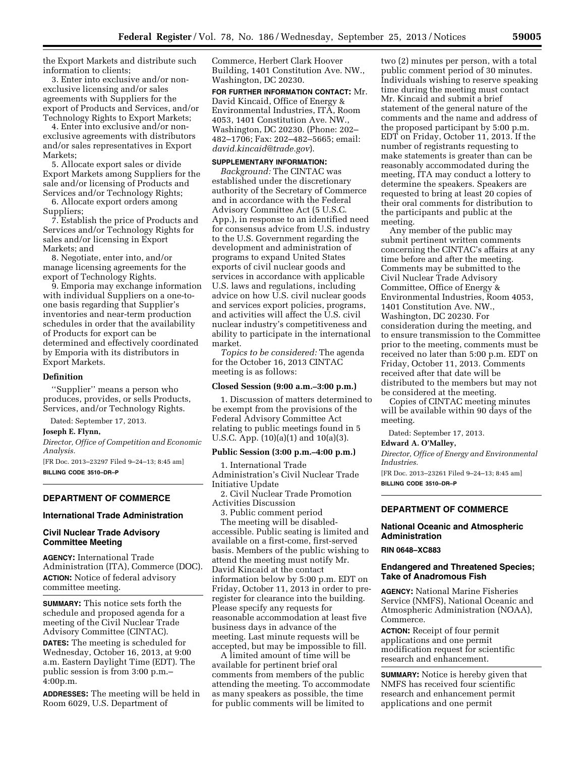the Export Markets and distribute such information to clients;

3. Enter into exclusive and/or non-exclusive licensing and/or sales agreements with Suppliers for the export of Products and Services, and/or Technology Rights to Export Markets;

4. Enter into exclusive and/or non-exclusive agreements with distributors and/or sales representatives in Export Markets;

5. Allocate export sales or divide Export Markets among Suppliers for the sale and/or licensing of Products and Services and/or Technology Rights;

6. Allocate export orders among Suppliers;

7. Establish the price of Products and Services and/or Technology Rights for sales and/or licensing in Export Markets; and

8. Negotiate, enter into, and/or manage licensing agreements for the export of Technology Rights.

9. Emporia may exchange information with individual Suppliers on a one-to-one basis regarding that Supplier's inventories and near-term production schedules in order that the availability of Products for export can be determined and effectively coordinated by Emporia with its distributors in Export Markets.

### Definition

''Supplier'' means a person who produces, provides, or sells Products, Services, and/or Technology Rights.

Dated: September 17, 2013.

**Joseph E. Flynn,**

*Director, Office of Competition and Economic Analysis.*

[FR Doc. 2013–23297 Filed 9–24–13; 8:45 am]

**BILLING CODE 3510–DR–P**

---

## DEPARTMENT OF COMMERCE

### International Trade Administration

### Civil Nuclear Trade Advisory Committee Meeting

**AGENCY:** International Trade Administration (ITA), Commerce (DOC).

**ACTION:** Notice of federal advisory committee meeting.

**SUMMARY:** This notice sets forth the schedule and proposed agenda for a meeting of the Civil Nuclear Trade Advisory Committee (CINTAC).

**DATES:** The meeting is scheduled for Wednesday, October 16, 2013, at 9:00 a.m. Eastern Daylight Time (EDT). The public session is from 3:00 p.m.–4:00p.m.

**ADDRESSES:** The meeting will be held in Room 6029, U.S. Department of Commerce, Herbert Clark Hoover Building, 1401 Constitution Ave. NW., Washington, DC 20230.

**FOR FURTHER INFORMATION CONTACT:** Mr. David Kincaid, Office of Energy & Environmental Industries, ITA, Room 4053, 1401 Constitution Ave. NW., Washington, DC 20230. (Phone: 202–482–1706; Fax: 202–482–5665; email: *david.kincaid@trade.gov*).

**SUPPLEMENTARY INFORMATION:**

*Background:* The CINTAC was established under the discretionary authority of the Secretary of Commerce and in accordance with the Federal Advisory Committee Act (5 U.S.C. App.), in response to an identified need for consensus advice from U.S. industry to the U.S. Government regarding the development and administration of programs to expand United States exports of civil nuclear goods and services in accordance with applicable U.S. laws and regulations, including advice on how U.S. civil nuclear goods and services export policies, programs, and activities will affect the U.S. civil nuclear industry's competitiveness and ability to participate in the international market.

*Topics to be considered:* The agenda for the October 16, 2013 CINTAC meeting is as follows:

#### Closed Session (9:00 a.m.–3:00 p.m.)

1. Discussion of matters determined to be exempt from the provisions of the Federal Advisory Committee Act relating to public meetings found in 5 U.S.C. App. (10)(a)(1) and 10(a)(3).

#### Public Session (3:00 p.m.–4:00 p.m.)

1. International Trade Administration's Civil Nuclear Trade Initiative Update
2. Civil Nuclear Trade Promotion Activities Discussion
3. Public comment period

The meeting will be disabled-accessible. Public seating is limited and available on a first-come, first-served basis. Members of the public wishing to attend the meeting must notify Mr. David Kincaid at the contact information below by 5:00 p.m. EDT on Friday, October 11, 2013 in order to pre-register for clearance into the building. Please specify any requests for reasonable accommodation at least five business days in advance of the meeting. Last minute requests will be accepted, but may be impossible to fill.

A limited amount of time will be available for pertinent brief oral comments from members of the public attending the meeting. To accommodate as many speakers as possible, the time for public comments will be limited to two (2) minutes per person, with a total public comment period of 30 minutes. Individuals wishing to reserve speaking time during the meeting must contact Mr. Kincaid and submit a brief statement of the general nature of the comments and the name and address of the proposed participant by 5:00 p.m. EDT on Friday, October 11, 2013. If the number of registrants requesting to make statements is greater than can be reasonably accommodated during the meeting, ITA may conduct a lottery to determine the speakers. Speakers are requested to bring at least 20 copies of their oral comments for distribution to the participants and public at the meeting.

Any member of the public may submit pertinent written comments concerning the CINTAC's affairs at any time before and after the meeting. Comments may be submitted to the Civil Nuclear Trade Advisory Committee, Office of Energy & Environmental Industries, Room 4053, 1401 Constitution Ave. NW., Washington, DC 20230. For consideration during the meeting, and to ensure transmission to the Committee prior to the meeting, comments must be received no later than 5:00 p.m. EDT on Friday, October 11, 2013. Comments received after that date will be distributed to the members but may not be considered at the meeting.

Copies of CINTAC meeting minutes will be available within 90 days of the meeting.

Dated: September 17, 2013.

**Edward A. O'Malley,**

*Director, Office of Energy and Environmental Industries.*

[FR Doc. 2013–23261 Filed 9–24–13; 8:45 am]

**BILLING CODE 3510–DR–P**

---

## DEPARTMENT OF COMMERCE

### National Oceanic and Atmospheric Administration

**RIN 0648–XC883**

### Endangered and Threatened Species; Take of Anadromous Fish

**AGENCY:** National Marine Fisheries Service (NMFS), National Oceanic and Atmospheric Administration (NOAA), Commerce.

**ACTION:** Receipt of four permit applications and one permit modification request for scientific research and enhancement.

**SUMMARY:** Notice is hereby given that NMFS has received four scientific research and enhancement permit applications and one permit